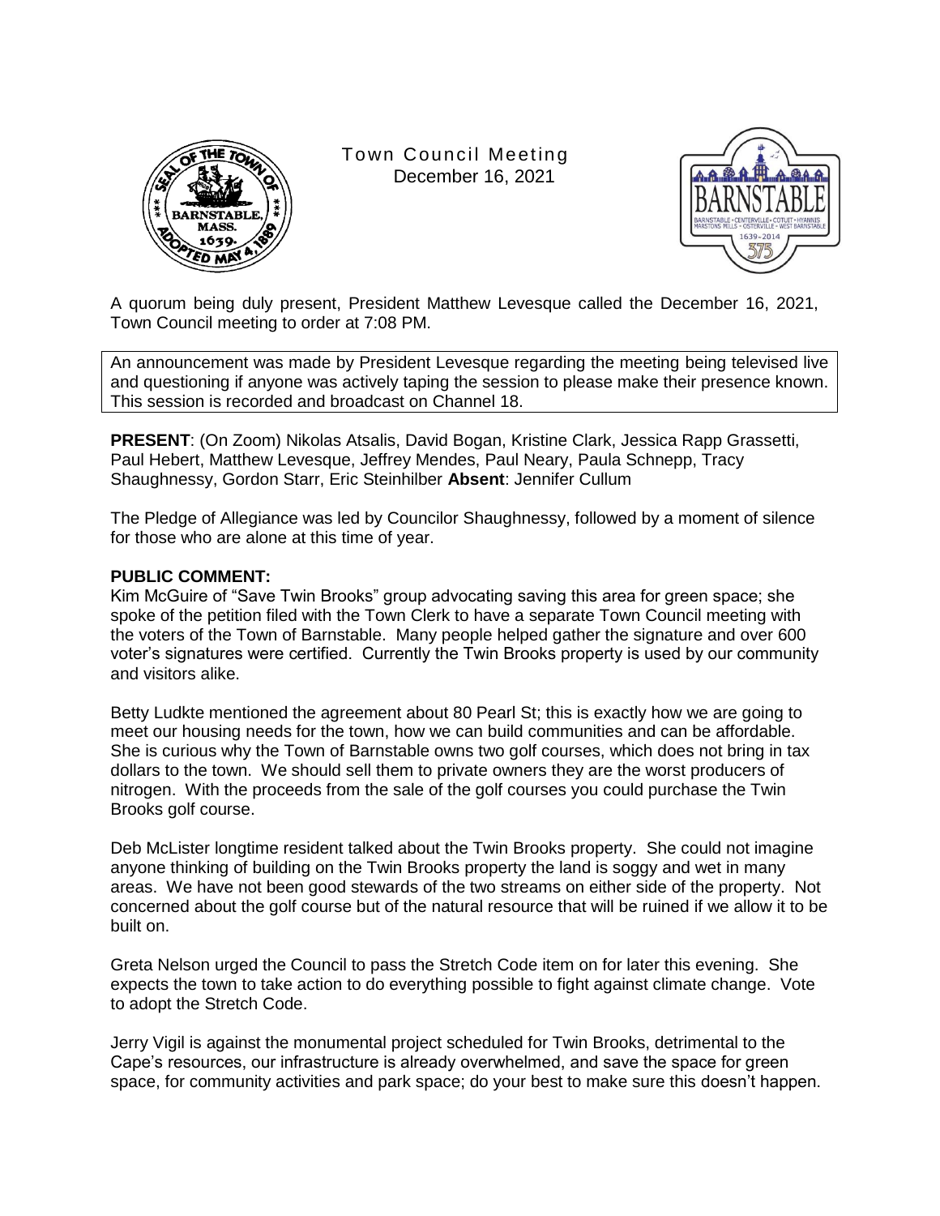Town Council Meeting
December 16, 2021

A quorum being duly present, President Matthew Levesque called the December 16, 2021, Town Council meeting to order at 7:08 PM.

An announcement was made by President Levesque regarding the meeting being televised live and questioning if anyone was actively taping the session to please make their presence known. This session is recorded and broadcast on Channel 18.

**PRESENT**: (On Zoom) Nikolas Atsalis, David Bogan, Kristine Clark, Jessica Rapp Grassetti, Paul Hebert, Matthew Levesque, Jeffrey Mendes, Paul Neary, Paula Schnepp, Tracy Shaughnessy, Gordon Starr, Eric Steinhilber **Absent**: Jennifer Cullum

The Pledge of Allegiance was led by Councilor Shaughnessy, followed by a moment of silence for those who are alone at this time of year.

**PUBLIC COMMENT:**

Kim McGuire of "Save Twin Brooks" group advocating saving this area for green space; she spoke of the petition filed with the Town Clerk to have a separate Town Council meeting with the voters of the Town of Barnstable. Many people helped gather the signature and over 600 voter's signatures were certified. Currently the Twin Brooks property is used by our community and visitors alike.

Betty Ludkte mentioned the agreement about 80 Pearl St; this is exactly how we are going to meet our housing needs for the town, how we can build communities and can be affordable. She is curious why the Town of Barnstable owns two golf courses, which does not bring in tax dollars to the town. We should sell them to private owners they are the worst producers of nitrogen. With the proceeds from the sale of the golf courses you could purchase the Twin Brooks golf course.

Deb McLister longtime resident talked about the Twin Brooks property. She could not imagine anyone thinking of building on the Twin Brooks property the land is soggy and wet in many areas. We have not been good stewards of the two streams on either side of the property. Not concerned about the golf course but of the natural resource that will be ruined if we allow it to be built on.

Greta Nelson urged the Council to pass the Stretch Code item on for later this evening. She expects the town to take action to do everything possible to fight against climate change. Vote to adopt the Stretch Code.

Jerry Vigil is against the monumental project scheduled for Twin Brooks, detrimental to the Cape's resources, our infrastructure is already overwhelmed, and save the space for green space, for community activities and park space; do your best to make sure this doesn't happen.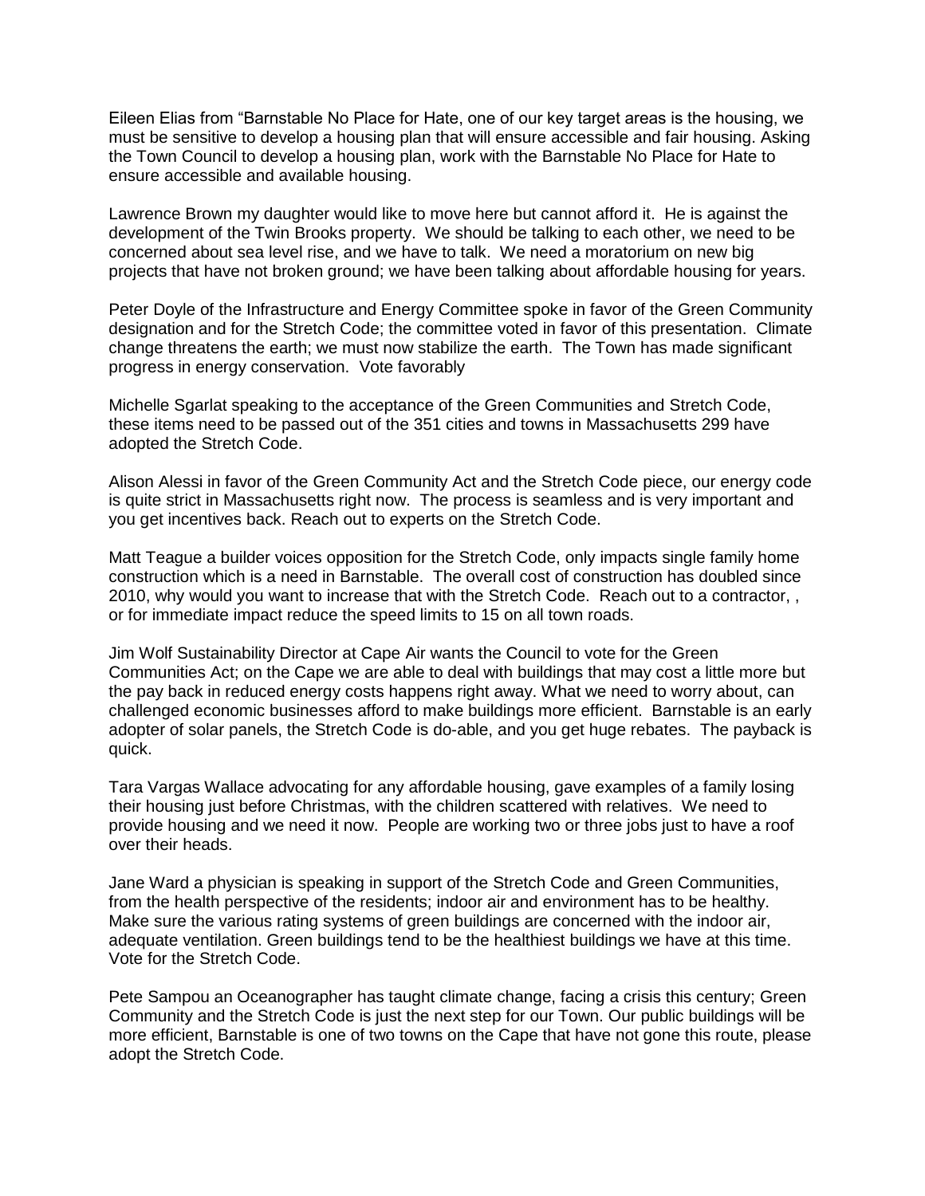Eileen Elias from "Barnstable No Place for Hate, one of our key target areas is the housing, we must be sensitive to develop a housing plan that will ensure accessible and fair housing. Asking the Town Council to develop a housing plan, work with the Barnstable No Place for Hate to ensure accessible and available housing.

Lawrence Brown my daughter would like to move here but cannot afford it. He is against the development of the Twin Brooks property. We should be talking to each other, we need to be concerned about sea level rise, and we have to talk. We need a moratorium on new big projects that have not broken ground; we have been talking about affordable housing for years.

Peter Doyle of the Infrastructure and Energy Committee spoke in favor of the Green Community designation and for the Stretch Code; the committee voted in favor of this presentation. Climate change threatens the earth; we must now stabilize the earth. The Town has made significant progress in energy conservation. Vote favorably

Michelle Sgarlat speaking to the acceptance of the Green Communities and Stretch Code, these items need to be passed out of the 351 cities and towns in Massachusetts 299 have adopted the Stretch Code.

Alison Alessi in favor of the Green Community Act and the Stretch Code piece, our energy code is quite strict in Massachusetts right now. The process is seamless and is very important and you get incentives back. Reach out to experts on the Stretch Code.

Matt Teague a builder voices opposition for the Stretch Code, only impacts single family home construction which is a need in Barnstable. The overall cost of construction has doubled since 2010, why would you want to increase that with the Stretch Code. Reach out to a contractor, , or for immediate impact reduce the speed limits to 15 on all town roads.

Jim Wolf Sustainability Director at Cape Air wants the Council to vote for the Green Communities Act; on the Cape we are able to deal with buildings that may cost a little more but the pay back in reduced energy costs happens right away. What we need to worry about, can challenged economic businesses afford to make buildings more efficient. Barnstable is an early adopter of solar panels, the Stretch Code is do-able, and you get huge rebates. The payback is quick.

Tara Vargas Wallace advocating for any affordable housing, gave examples of a family losing their housing just before Christmas, with the children scattered with relatives. We need to provide housing and we need it now. People are working two or three jobs just to have a roof over their heads.

Jane Ward a physician is speaking in support of the Stretch Code and Green Communities, from the health perspective of the residents; indoor air and environment has to be healthy. Make sure the various rating systems of green buildings are concerned with the indoor air, adequate ventilation. Green buildings tend to be the healthiest buildings we have at this time. Vote for the Stretch Code.

Pete Sampou an Oceanographer has taught climate change, facing a crisis this century; Green Community and the Stretch Code is just the next step for our Town. Our public buildings will be more efficient, Barnstable is one of two towns on the Cape that have not gone this route, please adopt the Stretch Code.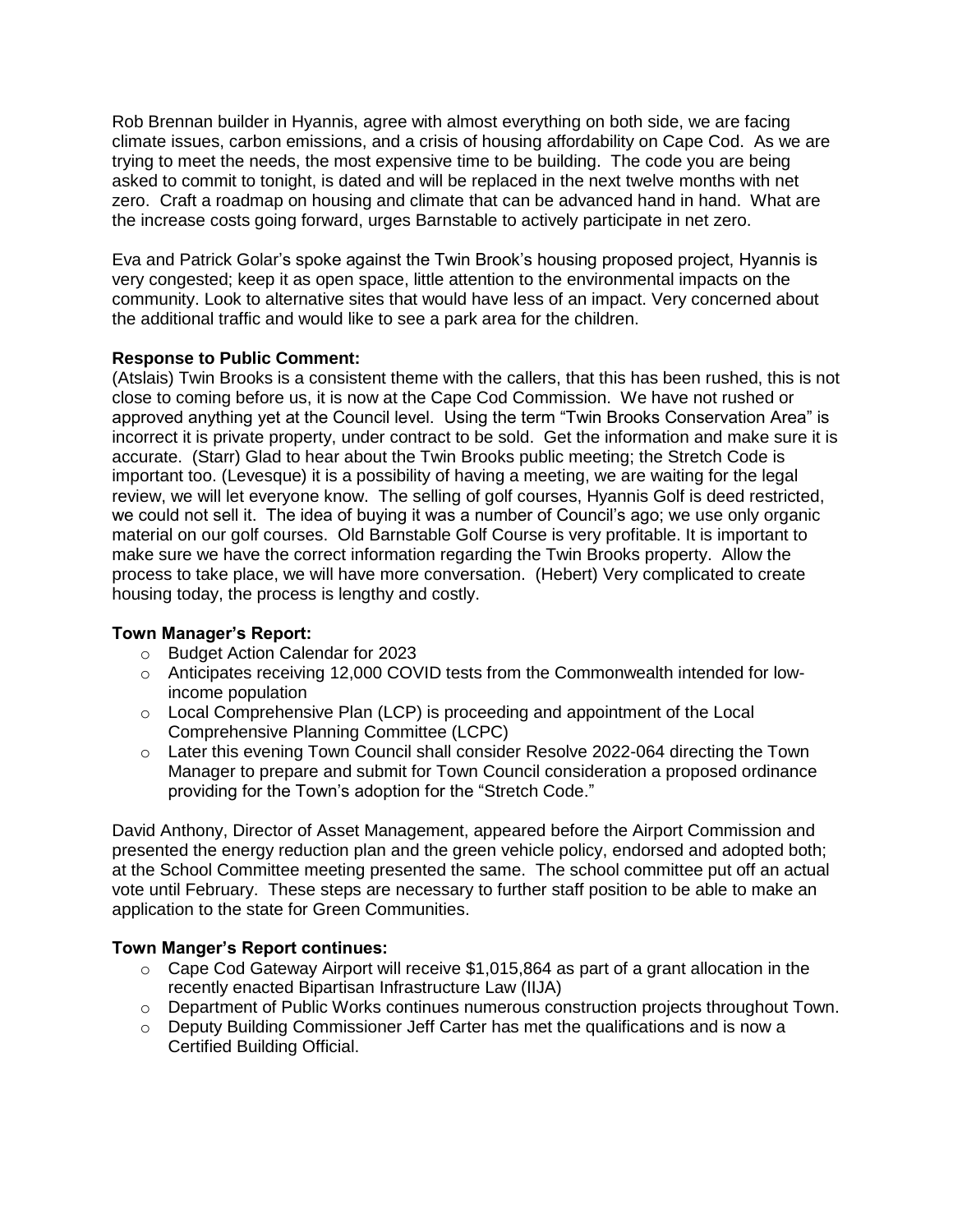Rob Brennan builder in Hyannis, agree with almost everything on both side, we are facing climate issues, carbon emissions, and a crisis of housing affordability on Cape Cod. As we are trying to meet the needs, the most expensive time to be building. The code you are being asked to commit to tonight, is dated and will be replaced in the next twelve months with net zero. Craft a roadmap on housing and climate that can be advanced hand in hand. What are the increase costs going forward, urges Barnstable to actively participate in net zero.

Eva and Patrick Golar's spoke against the Twin Brook's housing proposed project, Hyannis is very congested; keep it as open space, little attention to the environmental impacts on the community. Look to alternative sites that would have less of an impact. Very concerned about the additional traffic and would like to see a park area for the children.

**Response to Public Comment:**
(Atslais) Twin Brooks is a consistent theme with the callers, that this has been rushed, this is not close to coming before us, it is now at the Cape Cod Commission. We have not rushed or approved anything yet at the Council level. Using the term "Twin Brooks Conservation Area" is incorrect it is private property, under contract to be sold. Get the information and make sure it is accurate. (Starr) Glad to hear about the Twin Brooks public meeting; the Stretch Code is important too. (Levesque) it is a possibility of having a meeting, we are waiting for the legal review, we will let everyone know. The selling of golf courses, Hyannis Golf is deed restricted, we could not sell it. The idea of buying it was a number of Council's ago; we use only organic material on our golf courses. Old Barnstable Golf Course is very profitable. It is important to make sure we have the correct information regarding the Twin Brooks property. Allow the process to take place, we will have more conversation. (Hebert) Very complicated to create housing today, the process is lengthy and costly.

**Town Manager's Report:**

- Budget Action Calendar for 2023
- Anticipates receiving 12,000 COVID tests from the Commonwealth intended for low-income population
- Local Comprehensive Plan (LCP) is proceeding and appointment of the Local Comprehensive Planning Committee (LCPC)
- Later this evening Town Council shall consider Resolve 2022-064 directing the Town Manager to prepare and submit for Town Council consideration a proposed ordinance providing for the Town's adoption for the "Stretch Code."

David Anthony, Director of Asset Management, appeared before the Airport Commission and presented the energy reduction plan and the green vehicle policy, endorsed and adopted both; at the School Committee meeting presented the same. The school committee put off an actual vote until February. These steps are necessary to further staff position to be able to make an application to the state for Green Communities.

**Town Manger's Report continues:**

- Cape Cod Gateway Airport will receive $1,015,864 as part of a grant allocation in the recently enacted Bipartisan Infrastructure Law (IIJA)
- Department of Public Works continues numerous construction projects throughout Town.
- Deputy Building Commissioner Jeff Carter has met the qualifications and is now a Certified Building Official.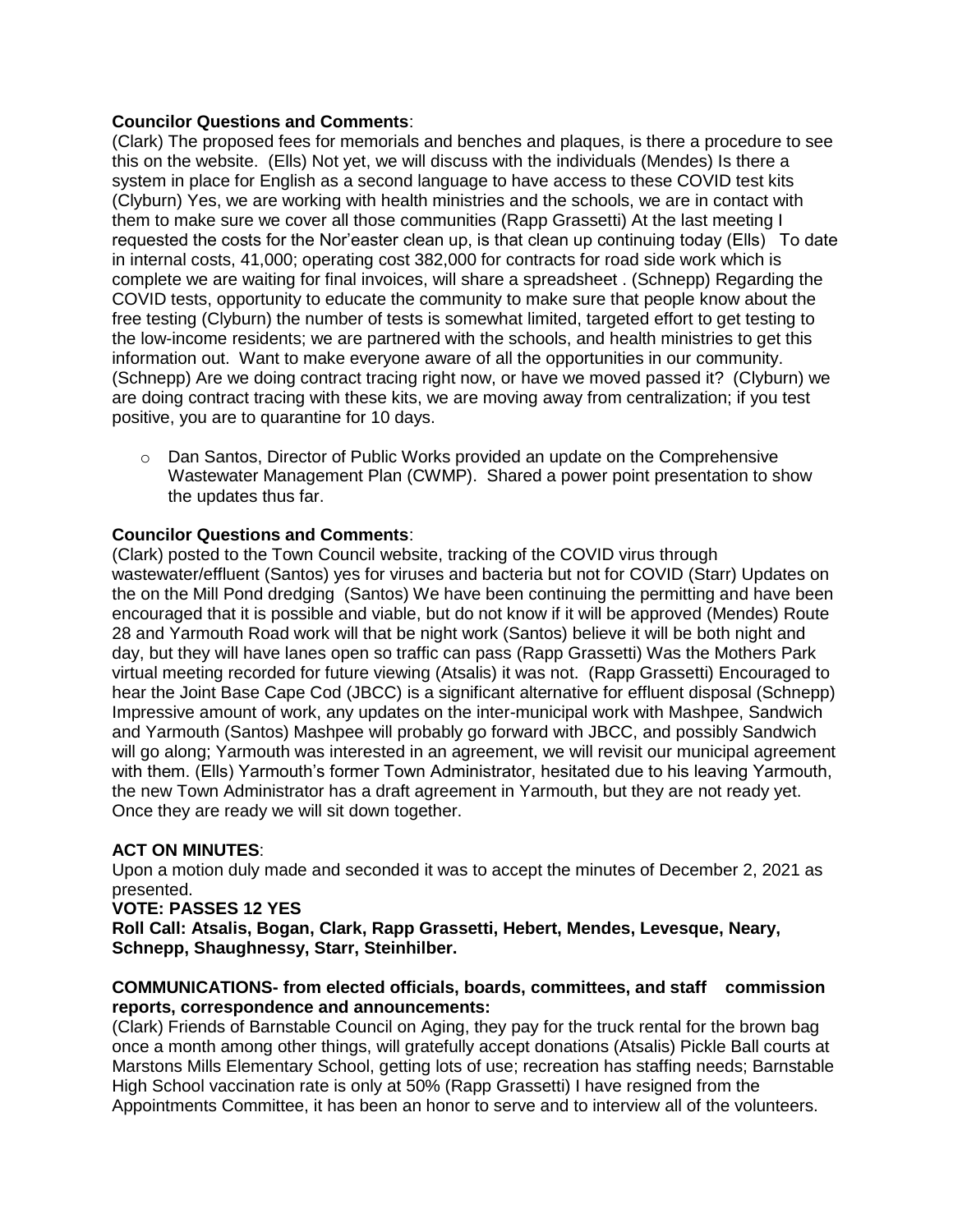**Councilor Questions and Comments**:

(Clark) The proposed fees for memorials and benches and plaques, is there a procedure to see this on the website. (Ells) Not yet, we will discuss with the individuals (Mendes) Is there a system in place for English as a second language to have access to these COVID test kits (Clyburn) Yes, we are working with health ministries and the schools, we are in contact with them to make sure we cover all those communities (Rapp Grassetti) At the last meeting I requested the costs for the Nor'easter clean up, is that clean up continuing today (Ells) To date in internal costs, 41,000; operating cost 382,000 for contracts for road side work which is complete we are waiting for final invoices, will share a spreadsheet . (Schnepp) Regarding the COVID tests, opportunity to educate the community to make sure that people know about the free testing (Clyburn) the number of tests is somewhat limited, targeted effort to get testing to the low-income residents; we are partnered with the schools, and health ministries to get this information out. Want to make everyone aware of all the opportunities in our community. (Schnepp) Are we doing contract tracing right now, or have we moved passed it? (Clyburn) we are doing contract tracing with these kits, we are moving away from centralization; if you test positive, you are to quarantine for 10 days.

- Dan Santos, Director of Public Works provided an update on the Comprehensive Wastewater Management Plan (CWMP). Shared a power point presentation to show the updates thus far.

**Councilor Questions and Comments**:

(Clark) posted to the Town Council website, tracking of the COVID virus through wastewater/effluent (Santos) yes for viruses and bacteria but not for COVID (Starr) Updates on the on the Mill Pond dredging (Santos) We have been continuing the permitting and have been encouraged that it is possible and viable, but do not know if it will be approved (Mendes) Route 28 and Yarmouth Road work will that be night work (Santos) believe it will be both night and day, but they will have lanes open so traffic can pass (Rapp Grassetti) Was the Mothers Park virtual meeting recorded for future viewing (Atsalis) it was not. (Rapp Grassetti) Encouraged to hear the Joint Base Cape Cod (JBCC) is a significant alternative for effluent disposal (Schnepp) Impressive amount of work, any updates on the inter-municipal work with Mashpee, Sandwich and Yarmouth (Santos) Mashpee will probably go forward with JBCC, and possibly Sandwich will go along; Yarmouth was interested in an agreement, we will revisit our municipal agreement with them. (Ells) Yarmouth's former Town Administrator, hesitated due to his leaving Yarmouth, the new Town Administrator has a draft agreement in Yarmouth, but they are not ready yet. Once they are ready we will sit down together.

**ACT ON MINUTES**:

Upon a motion duly made and seconded it was to accept the minutes of December 2, 2021 as presented.

**VOTE: PASSES 12 YES**

**Roll Call: Atsalis, Bogan, Clark, Rapp Grassetti, Hebert, Mendes, Levesque, Neary, Schnepp, Shaughnessy, Starr, Steinhilber.**

**COMMUNICATIONS- from elected officials, boards, committees, and staff commission reports, correspondence and announcements:**

(Clark) Friends of Barnstable Council on Aging, they pay for the truck rental for the brown bag once a month among other things, will gratefully accept donations (Atsalis) Pickle Ball courts at Marstons Mills Elementary School, getting lots of use; recreation has staffing needs; Barnstable High School vaccination rate is only at 50% (Rapp Grassetti) I have resigned from the Appointments Committee, it has been an honor to serve and to interview all of the volunteers.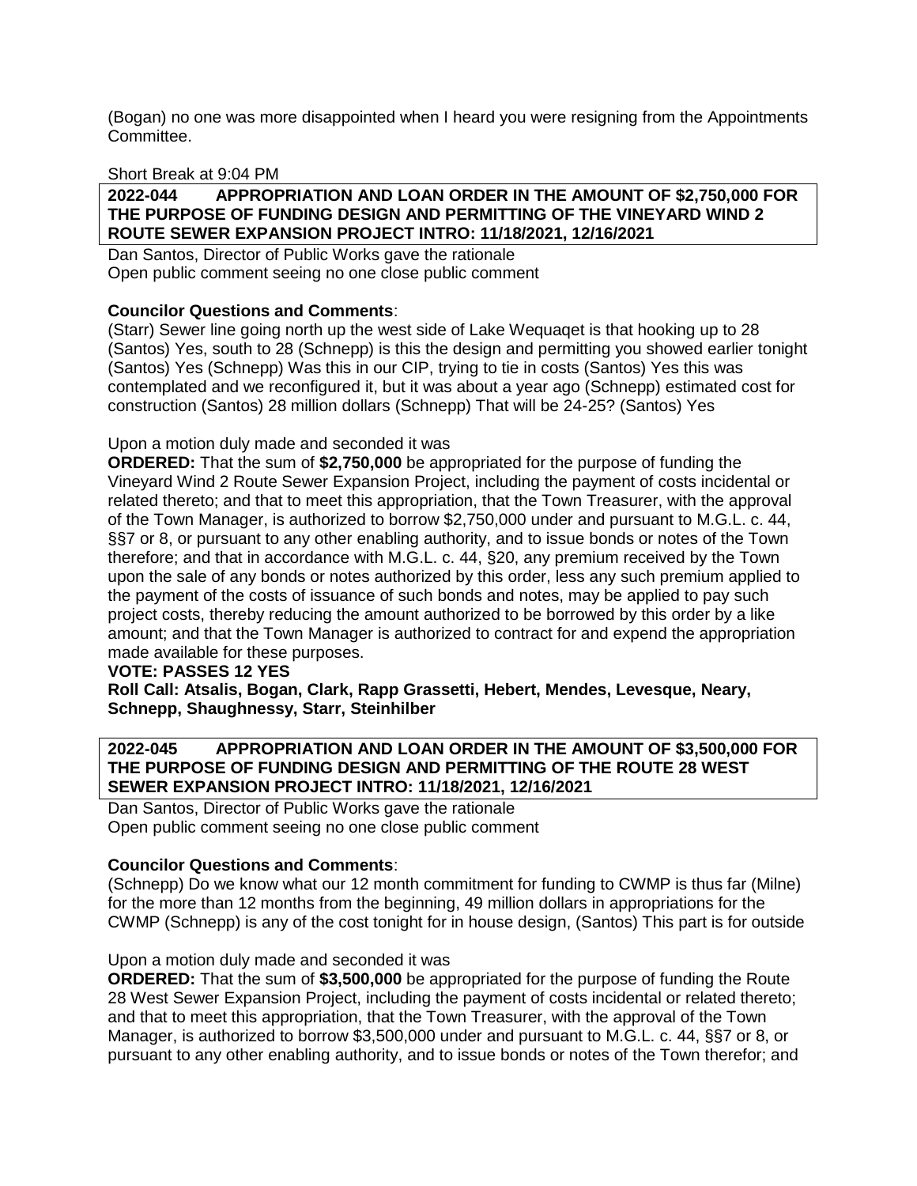(Bogan) no one was more disappointed when I heard you were resigning from the Appointments Committee.

Short Break at 9:04 PM

**2022-044 APPROPRIATION AND LOAN ORDER IN THE AMOUNT OF $2,750,000 FOR THE PURPOSE OF FUNDING DESIGN AND PERMITTING OF THE VINEYARD WIND 2 ROUTE SEWER EXPANSION PROJECT INTRO: 11/18/2021, 12/16/2021**

Dan Santos, Director of Public Works gave the rationale
Open public comment seeing no one close public comment

**Councilor Questions and Comments**:
(Starr) Sewer line going north up the west side of Lake Wequaqet is that hooking up to 28 (Santos) Yes, south to 28 (Schnepp) is this the design and permitting you showed earlier tonight (Santos) Yes (Schnepp) Was this in our CIP, trying to tie in costs (Santos) Yes this was contemplated and we reconfigured it, but it was about a year ago (Schnepp) estimated cost for construction (Santos) 28 million dollars (Schnepp) That will be 24-25? (Santos) Yes

Upon a motion duly made and seconded it was
**ORDERED:** That the sum of **$2,750,000** be appropriated for the purpose of funding the Vineyard Wind 2 Route Sewer Expansion Project, including the payment of costs incidental or related thereto; and that to meet this appropriation, that the Town Treasurer, with the approval of the Town Manager, is authorized to borrow $2,750,000 under and pursuant to M.G.L. c. 44, §§7 or 8, or pursuant to any other enabling authority, and to issue bonds or notes of the Town therefore; and that in accordance with M.G.L. c. 44, §20, any premium received by the Town upon the sale of any bonds or notes authorized by this order, less any such premium applied to the payment of the costs of issuance of such bonds and notes, may be applied to pay such project costs, thereby reducing the amount authorized to be borrowed by this order by a like amount; and that the Town Manager is authorized to contract for and expend the appropriation made available for these purposes.
**VOTE: PASSES 12 YES**
**Roll Call: Atsalis, Bogan, Clark, Rapp Grassetti, Hebert, Mendes, Levesque, Neary, Schnepp, Shaughnessy, Starr, Steinhilber**

**2022-045 APPROPRIATION AND LOAN ORDER IN THE AMOUNT OF $3,500,000 FOR THE PURPOSE OF FUNDING DESIGN AND PERMITTING OF THE ROUTE 28 WEST SEWER EXPANSION PROJECT INTRO: 11/18/2021, 12/16/2021**

Dan Santos, Director of Public Works gave the rationale
Open public comment seeing no one close public comment

**Councilor Questions and Comments**:
(Schnepp) Do we know what our 12 month commitment for funding to CWMP is thus far (Milne) for the more than 12 months from the beginning, 49 million dollars in appropriations for the CWMP (Schnepp) is any of the cost tonight for in house design, (Santos) This part is for outside

Upon a motion duly made and seconded it was
**ORDERED:** That the sum of **$3,500,000** be appropriated for the purpose of funding the Route 28 West Sewer Expansion Project, including the payment of costs incidental or related thereto; and that to meet this appropriation, that the Town Treasurer, with the approval of the Town Manager, is authorized to borrow $3,500,000 under and pursuant to M.G.L. c. 44, §§7 or 8, or pursuant to any other enabling authority, and to issue bonds or notes of the Town therefor; and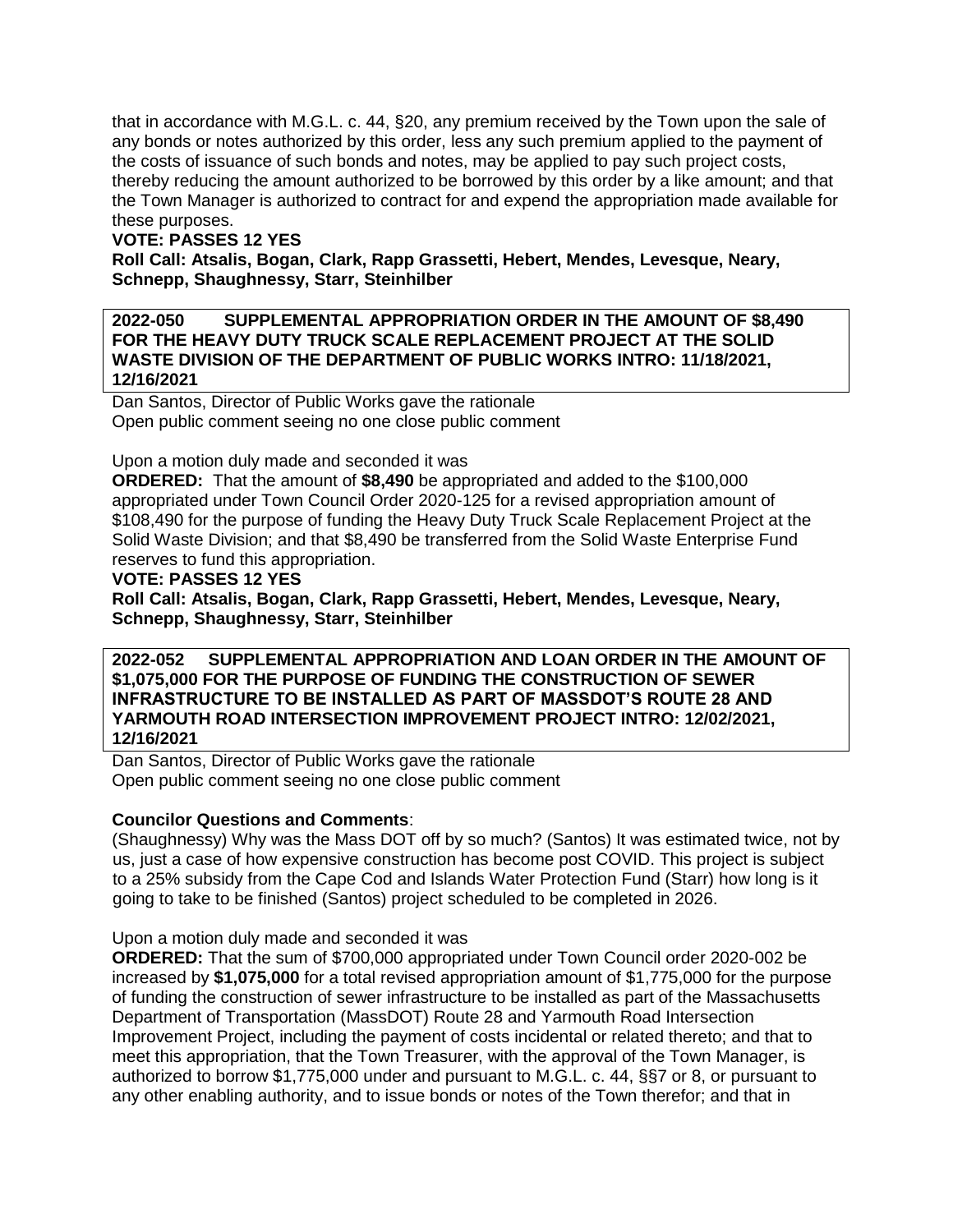that in accordance with M.G.L. c. 44, §20, any premium received by the Town upon the sale of any bonds or notes authorized by this order, less any such premium applied to the payment of the costs of issuance of such bonds and notes, may be applied to pay such project costs, thereby reducing the amount authorized to be borrowed by this order by a like amount; and that the Town Manager is authorized to contract for and expend the appropriation made available for these purposes.

**VOTE: PASSES 12 YES**

**Roll Call: Atsalis, Bogan, Clark, Rapp Grassetti, Hebert, Mendes, Levesque, Neary, Schnepp, Shaughnessy, Starr, Steinhilber**

**2022-050 SUPPLEMENTAL APPROPRIATION ORDER IN THE AMOUNT OF $8,490 FOR THE HEAVY DUTY TRUCK SCALE REPLACEMENT PROJECT AT THE SOLID WASTE DIVISION OF THE DEPARTMENT OF PUBLIC WORKS INTRO: 11/18/2021, 12/16/2021**

Dan Santos, Director of Public Works gave the rationale
Open public comment seeing no one close public comment

Upon a motion duly made and seconded it was

**ORDERED:** That the amount of **$8,490** be appropriated and added to the $100,000 appropriated under Town Council Order 2020-125 for a revised appropriation amount of $108,490 for the purpose of funding the Heavy Duty Truck Scale Replacement Project at the Solid Waste Division; and that $8,490 be transferred from the Solid Waste Enterprise Fund reserves to fund this appropriation.

**VOTE: PASSES 12 YES**

**Roll Call: Atsalis, Bogan, Clark, Rapp Grassetti, Hebert, Mendes, Levesque, Neary, Schnepp, Shaughnessy, Starr, Steinhilber**

**2022-052 SUPPLEMENTAL APPROPRIATION AND LOAN ORDER IN THE AMOUNT OF $1,075,000 FOR THE PURPOSE OF FUNDING THE CONSTRUCTION OF SEWER INFRASTRUCTURE TO BE INSTALLED AS PART OF MASSDOT'S ROUTE 28 AND YARMOUTH ROAD INTERSECTION IMPROVEMENT PROJECT INTRO: 12/02/2021, 12/16/2021**

Dan Santos, Director of Public Works gave the rationale
Open public comment seeing no one close public comment

**Councilor Questions and Comments**:

(Shaughnessy) Why was the Mass DOT off by so much? (Santos) It was estimated twice, not by us, just a case of how expensive construction has become post COVID. This project is subject to a 25% subsidy from the Cape Cod and Islands Water Protection Fund (Starr) how long is it going to take to be finished (Santos) project scheduled to be completed in 2026.

Upon a motion duly made and seconded it was

**ORDERED:** That the sum of $700,000 appropriated under Town Council order 2020-002 be increased by **$1,075,000** for a total revised appropriation amount of $1,775,000 for the purpose of funding the construction of sewer infrastructure to be installed as part of the Massachusetts Department of Transportation (MassDOT) Route 28 and Yarmouth Road Intersection Improvement Project, including the payment of costs incidental or related thereto; and that to meet this appropriation, that the Town Treasurer, with the approval of the Town Manager, is authorized to borrow $1,775,000 under and pursuant to M.G.L. c. 44, §§7 or 8, or pursuant to any other enabling authority, and to issue bonds or notes of the Town therefor; and that in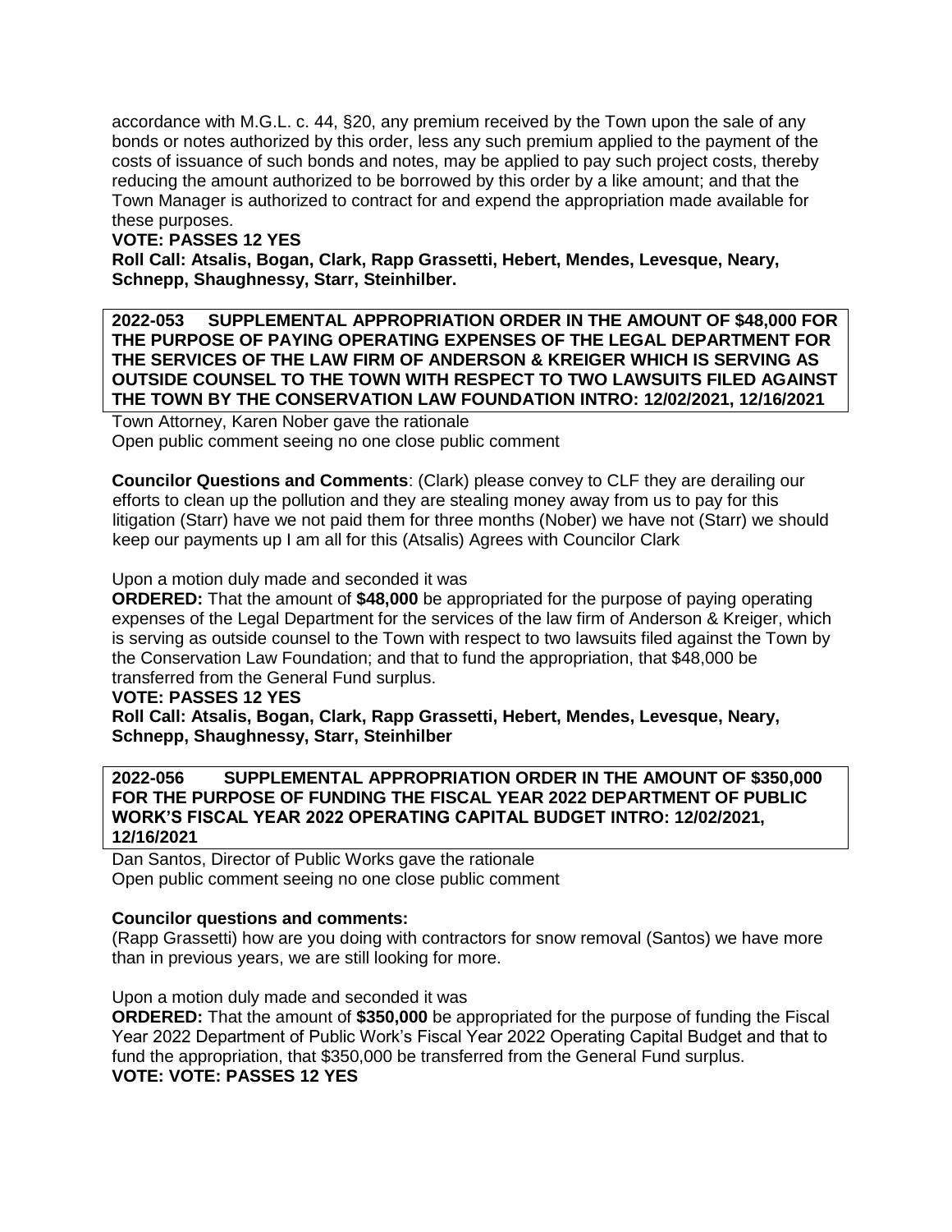accordance with M.G.L. c. 44, §20, any premium received by the Town upon the sale of any bonds or notes authorized by this order, less any such premium applied to the payment of the costs of issuance of such bonds and notes, may be applied to pay such project costs, thereby reducing the amount authorized to be borrowed by this order by a like amount; and that the Town Manager is authorized to contract for and expend the appropriation made available for these purposes.

**VOTE: PASSES 12 YES**

**Roll Call: Atsalis, Bogan, Clark, Rapp Grassetti, Hebert, Mendes, Levesque, Neary, Schnepp, Shaughnessy, Starr, Steinhilber.**

**2022-053 SUPPLEMENTAL APPROPRIATION ORDER IN THE AMOUNT OF $48,000 FOR THE PURPOSE OF PAYING OPERATING EXPENSES OF THE LEGAL DEPARTMENT FOR THE SERVICES OF THE LAW FIRM OF ANDERSON & KREIGER WHICH IS SERVING AS OUTSIDE COUNSEL TO THE TOWN WITH RESPECT TO TWO LAWSUITS FILED AGAINST THE TOWN BY THE CONSERVATION LAW FOUNDATION INTRO: 12/02/2021, 12/16/2021**

Town Attorney, Karen Nober gave the rationale
Open public comment seeing no one close public comment

**Councilor Questions and Comments**: (Clark) please convey to CLF they are derailing our efforts to clean up the pollution and they are stealing money away from us to pay for this litigation (Starr) have we not paid them for three months (Nober) we have not (Starr) we should keep our payments up I am all for this (Atsalis) Agrees with Councilor Clark

Upon a motion duly made and seconded it was

**ORDERED:** That the amount of **$48,000** be appropriated for the purpose of paying operating expenses of the Legal Department for the services of the law firm of Anderson & Kreiger, which is serving as outside counsel to the Town with respect to two lawsuits filed against the Town by the Conservation Law Foundation; and that to fund the appropriation, that $48,000 be transferred from the General Fund surplus.

**VOTE: PASSES 12 YES**

**Roll Call: Atsalis, Bogan, Clark, Rapp Grassetti, Hebert, Mendes, Levesque, Neary, Schnepp, Shaughnessy, Starr, Steinhilber**

**2022-056 SUPPLEMENTAL APPROPRIATION ORDER IN THE AMOUNT OF $350,000 FOR THE PURPOSE OF FUNDING THE FISCAL YEAR 2022 DEPARTMENT OF PUBLIC WORK'S FISCAL YEAR 2022 OPERATING CAPITAL BUDGET INTRO: 12/02/2021, 12/16/2021**

Dan Santos, Director of Public Works gave the rationale
Open public comment seeing no one close public comment

**Councilor questions and comments:**

(Rapp Grassetti) how are you doing with contractors for snow removal (Santos) we have more than in previous years, we are still looking for more.

Upon a motion duly made and seconded it was

**ORDERED:** That the amount of **$350,000** be appropriated for the purpose of funding the Fiscal Year 2022 Department of Public Work's Fiscal Year 2022 Operating Capital Budget and that to fund the appropriation, that $350,000 be transferred from the General Fund surplus.

**VOTE: VOTE: PASSES 12 YES**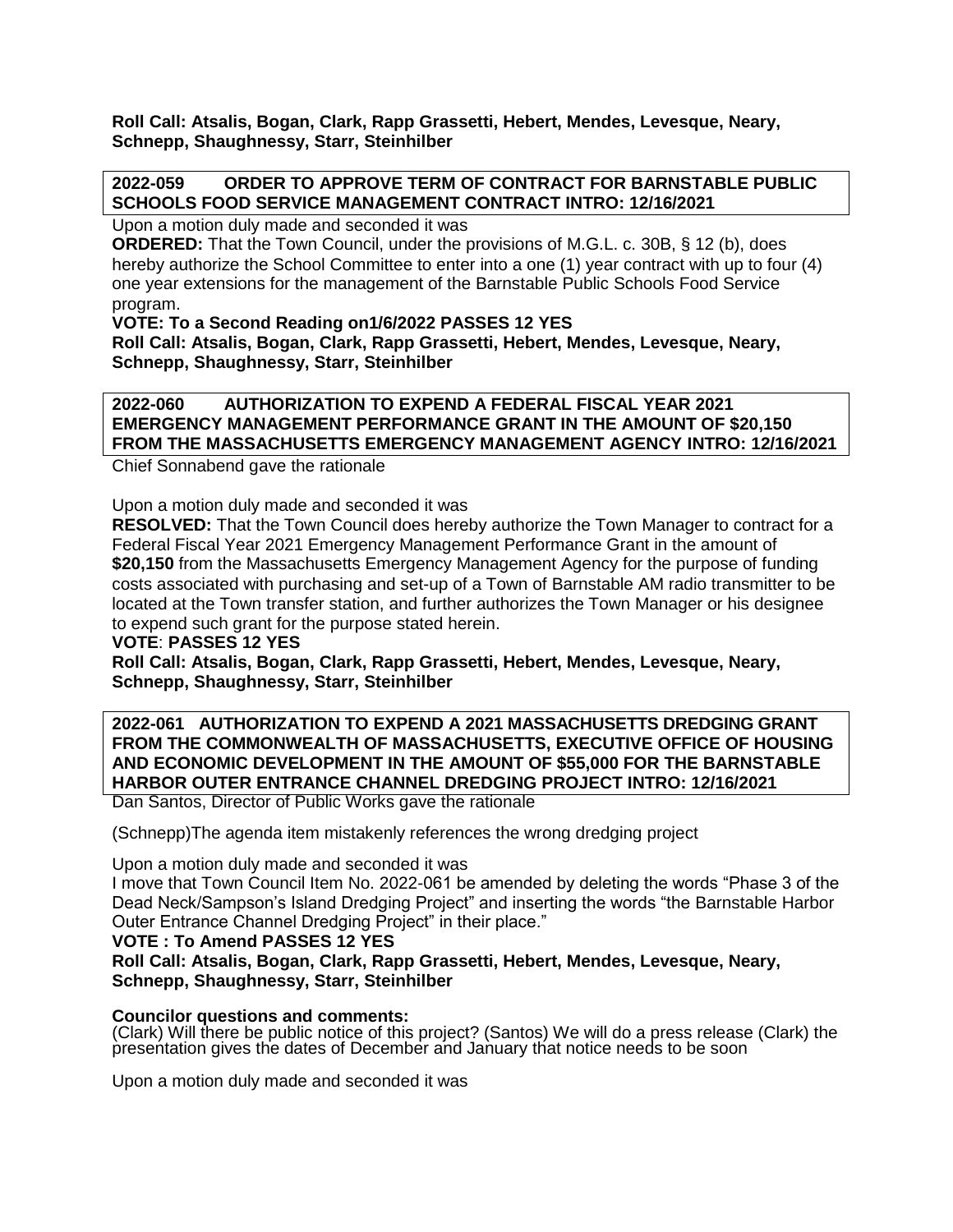**Roll Call: Atsalis, Bogan, Clark, Rapp Grassetti, Hebert, Mendes, Levesque, Neary, Schnepp, Shaughnessy, Starr, Steinhilber**

**2022-059 ORDER TO APPROVE TERM OF CONTRACT FOR BARNSTABLE PUBLIC SCHOOLS FOOD SERVICE MANAGEMENT CONTRACT INTRO: 12/16/2021**

Upon a motion duly made and seconded it was

**ORDERED:** That the Town Council, under the provisions of M.G.L. c. 30B, § 12 (b), does hereby authorize the School Committee to enter into a one (1) year contract with up to four (4) one year extensions for the management of the Barnstable Public Schools Food Service program.

**VOTE: To a Second Reading on1/6/2022 PASSES 12 YES**

**Roll Call: Atsalis, Bogan, Clark, Rapp Grassetti, Hebert, Mendes, Levesque, Neary, Schnepp, Shaughnessy, Starr, Steinhilber**

**2022-060 AUTHORIZATION TO EXPEND A FEDERAL FISCAL YEAR 2021 EMERGENCY MANAGEMENT PERFORMANCE GRANT IN THE AMOUNT OF $20,150 FROM THE MASSACHUSETTS EMERGENCY MANAGEMENT AGENCY INTRO: 12/16/2021**

Chief Sonnabend gave the rationale

Upon a motion duly made and seconded it was

**RESOLVED:** That the Town Council does hereby authorize the Town Manager to contract for a Federal Fiscal Year 2021 Emergency Management Performance Grant in the amount of **$20,150** from the Massachusetts Emergency Management Agency for the purpose of funding costs associated with purchasing and set-up of a Town of Barnstable AM radio transmitter to be located at the Town transfer station, and further authorizes the Town Manager or his designee to expend such grant for the purpose stated herein.

**VOTE**: **PASSES 12 YES**

**Roll Call: Atsalis, Bogan, Clark, Rapp Grassetti, Hebert, Mendes, Levesque, Neary, Schnepp, Shaughnessy, Starr, Steinhilber**

**2022-061 AUTHORIZATION TO EXPEND A 2021 MASSACHUSETTS DREDGING GRANT FROM THE COMMONWEALTH OF MASSACHUSETTS, EXECUTIVE OFFICE OF HOUSING AND ECONOMIC DEVELOPMENT IN THE AMOUNT OF $55,000 FOR THE BARNSTABLE HARBOR OUTER ENTRANCE CHANNEL DREDGING PROJECT INTRO: 12/16/2021**

Dan Santos, Director of Public Works gave the rationale

(Schnepp)The agenda item mistakenly references the wrong dredging project

Upon a motion duly made and seconded it was

I move that Town Council Item No. 2022-061 be amended by deleting the words "Phase 3 of the Dead Neck/Sampson's Island Dredging Project" and inserting the words "the Barnstable Harbor Outer Entrance Channel Dredging Project" in their place."

**VOTE : To Amend PASSES 12 YES**

**Roll Call: Atsalis, Bogan, Clark, Rapp Grassetti, Hebert, Mendes, Levesque, Neary, Schnepp, Shaughnessy, Starr, Steinhilber**

**Councilor questions and comments:**

(Clark) Will there be public notice of this project? (Santos) We will do a press release (Clark) the presentation gives the dates of December and January that notice needs to be soon

Upon a motion duly made and seconded it was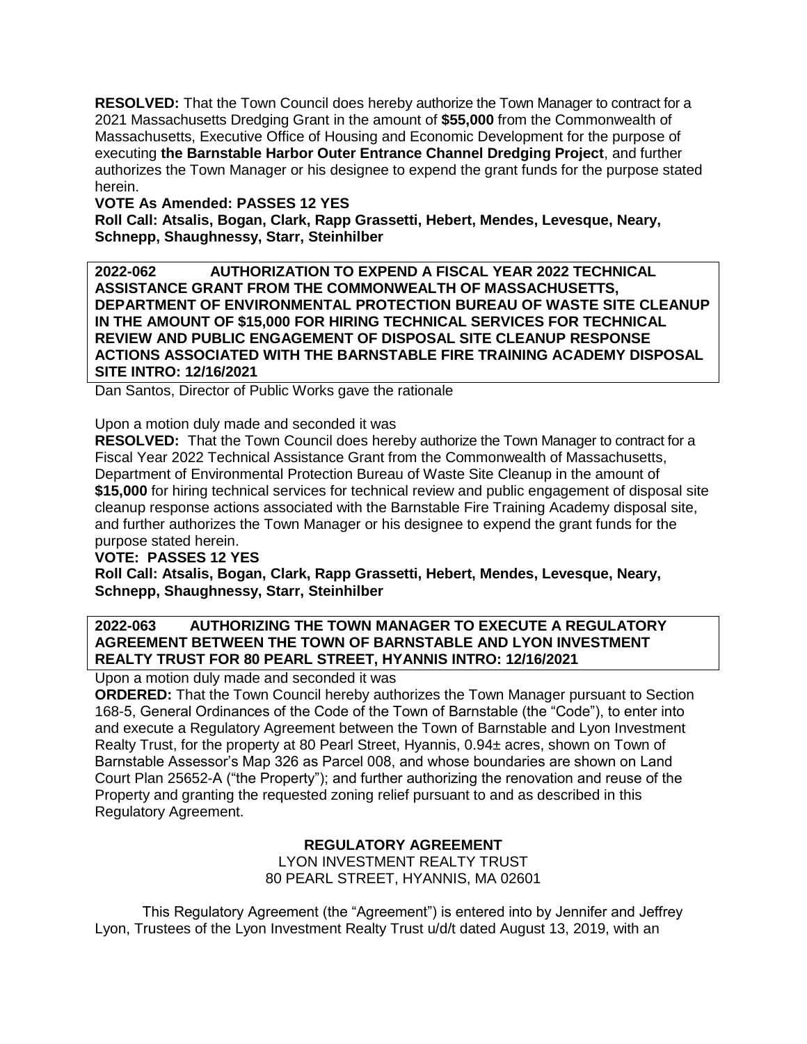**RESOLVED:** That the Town Council does hereby authorize the Town Manager to contract for a 2021 Massachusetts Dredging Grant in the amount of **$55,000** from the Commonwealth of Massachusetts, Executive Office of Housing and Economic Development for the purpose of executing **the Barnstable Harbor Outer Entrance Channel Dredging Project**, and further authorizes the Town Manager or his designee to expend the grant funds for the purpose stated herein.

**VOTE As Amended: PASSES 12 YES**

**Roll Call: Atsalis, Bogan, Clark, Rapp Grassetti, Hebert, Mendes, Levesque, Neary, Schnepp, Shaughnessy, Starr, Steinhilber**

**2022-062 AUTHORIZATION TO EXPEND A FISCAL YEAR 2022 TECHNICAL ASSISTANCE GRANT FROM THE COMMONWEALTH OF MASSACHUSETTS, DEPARTMENT OF ENVIRONMENTAL PROTECTION BUREAU OF WASTE SITE CLEANUP IN THE AMOUNT OF $15,000 FOR HIRING TECHNICAL SERVICES FOR TECHNICAL REVIEW AND PUBLIC ENGAGEMENT OF DISPOSAL SITE CLEANUP RESPONSE ACTIONS ASSOCIATED WITH THE BARNSTABLE FIRE TRAINING ACADEMY DISPOSAL SITE INTRO: 12/16/2021**

Dan Santos, Director of Public Works gave the rationale

Upon a motion duly made and seconded it was

**RESOLVED:** That the Town Council does hereby authorize the Town Manager to contract for a Fiscal Year 2022 Technical Assistance Grant from the Commonwealth of Massachusetts, Department of Environmental Protection Bureau of Waste Site Cleanup in the amount of **$15,000** for hiring technical services for technical review and public engagement of disposal site cleanup response actions associated with the Barnstable Fire Training Academy disposal site, and further authorizes the Town Manager or his designee to expend the grant funds for the purpose stated herein.

**VOTE: PASSES 12 YES**

**Roll Call: Atsalis, Bogan, Clark, Rapp Grassetti, Hebert, Mendes, Levesque, Neary, Schnepp, Shaughnessy, Starr, Steinhilber**

**2022-063 AUTHORIZING THE TOWN MANAGER TO EXECUTE A REGULATORY AGREEMENT BETWEEN THE TOWN OF BARNSTABLE AND LYON INVESTMENT REALTY TRUST FOR 80 PEARL STREET, HYANNIS INTRO: 12/16/2021**

Upon a motion duly made and seconded it was

**ORDERED:** That the Town Council hereby authorizes the Town Manager pursuant to Section 168-5, General Ordinances of the Code of the Town of Barnstable (the "Code"), to enter into and execute a Regulatory Agreement between the Town of Barnstable and Lyon Investment Realty Trust, for the property at 80 Pearl Street, Hyannis, 0.94± acres, shown on Town of Barnstable Assessor's Map 326 as Parcel 008, and whose boundaries are shown on Land Court Plan 25652-A ("the Property"); and further authorizing the renovation and reuse of the Property and granting the requested zoning relief pursuant to and as described in this Regulatory Agreement.

**REGULATORY AGREEMENT**

LYON INVESTMENT REALTY TRUST
80 PEARL STREET, HYANNIS, MA 02601

This Regulatory Agreement (the "Agreement") is entered into by Jennifer and Jeffrey Lyon, Trustees of the Lyon Investment Realty Trust u/d/t dated August 13, 2019, with an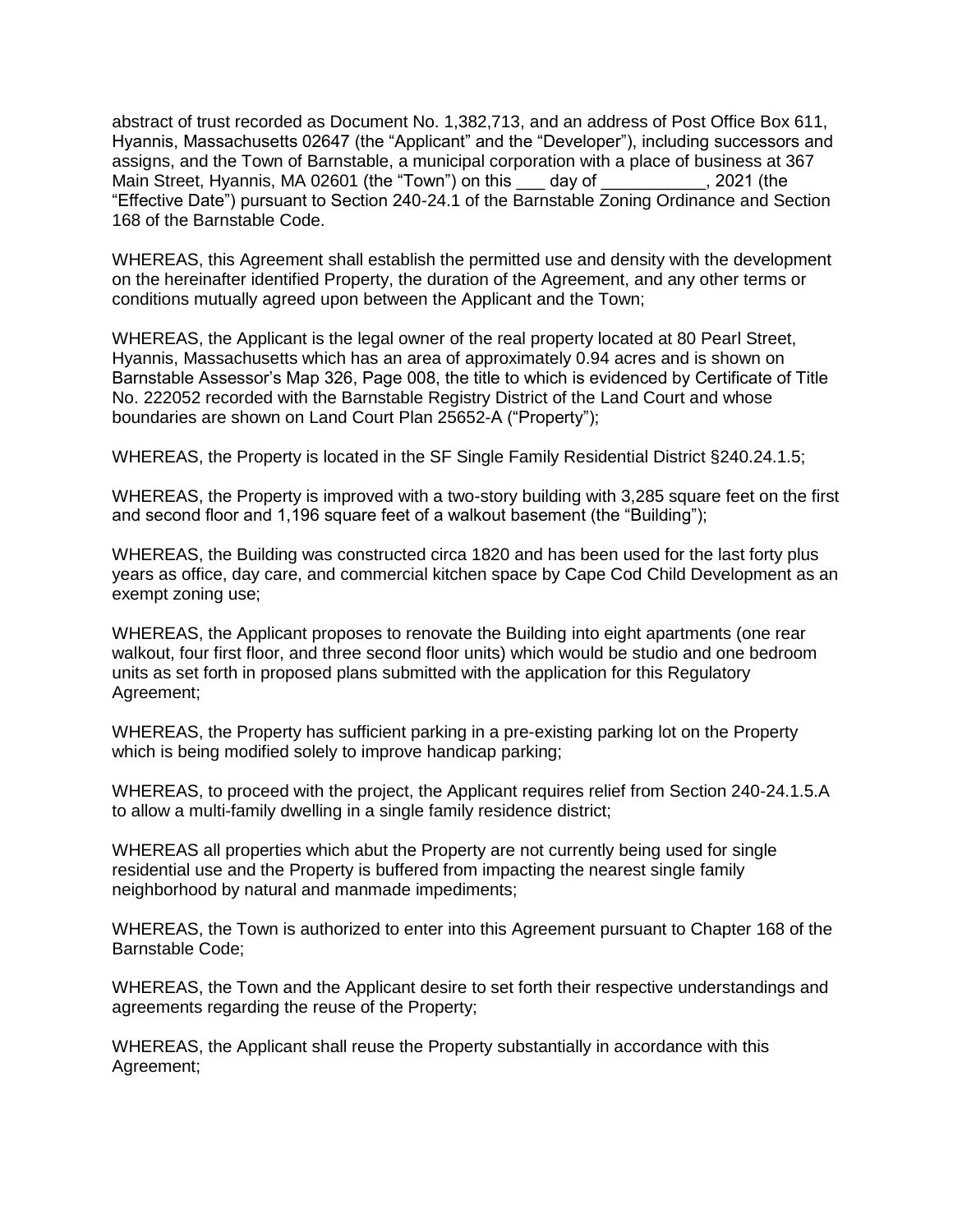abstract of trust recorded as Document No. 1,382,713, and an address of Post Office Box 611, Hyannis, Massachusetts 02647 (the "Applicant" and the "Developer"), including successors and assigns, and the Town of Barnstable, a municipal corporation with a place of business at 367 Main Street, Hyannis, MA 02601 (the "Town") on this ___ day of ___________, 2021 (the "Effective Date") pursuant to Section 240-24.1 of the Barnstable Zoning Ordinance and Section 168 of the Barnstable Code.

WHEREAS, this Agreement shall establish the permitted use and density with the development on the hereinafter identified Property, the duration of the Agreement, and any other terms or conditions mutually agreed upon between the Applicant and the Town;

WHEREAS, the Applicant is the legal owner of the real property located at 80 Pearl Street, Hyannis, Massachusetts which has an area of approximately 0.94 acres and is shown on Barnstable Assessor's Map 326, Page 008, the title to which is evidenced by Certificate of Title No. 222052 recorded with the Barnstable Registry District of the Land Court and whose boundaries are shown on Land Court Plan 25652-A ("Property");

WHEREAS, the Property is located in the SF Single Family Residential District §240.24.1.5;

WHEREAS, the Property is improved with a two-story building with 3,285 square feet on the first and second floor and 1,196 square feet of a walkout basement (the "Building");

WHEREAS, the Building was constructed circa 1820 and has been used for the last forty plus years as office, day care, and commercial kitchen space by Cape Cod Child Development as an exempt zoning use;

WHEREAS, the Applicant proposes to renovate the Building into eight apartments (one rear walkout, four first floor, and three second floor units) which would be studio and one bedroom units as set forth in proposed plans submitted with the application for this Regulatory Agreement;

WHEREAS, the Property has sufficient parking in a pre-existing parking lot on the Property which is being modified solely to improve handicap parking;

WHEREAS, to proceed with the project, the Applicant requires relief from Section 240-24.1.5.A to allow a multi-family dwelling in a single family residence district;

WHEREAS all properties which abut the Property are not currently being used for single residential use and the Property is buffered from impacting the nearest single family neighborhood by natural and manmade impediments;

WHEREAS, the Town is authorized to enter into this Agreement pursuant to Chapter 168 of the Barnstable Code;

WHEREAS, the Town and the Applicant desire to set forth their respective understandings and agreements regarding the reuse of the Property;

WHEREAS, the Applicant shall reuse the Property substantially in accordance with this Agreement;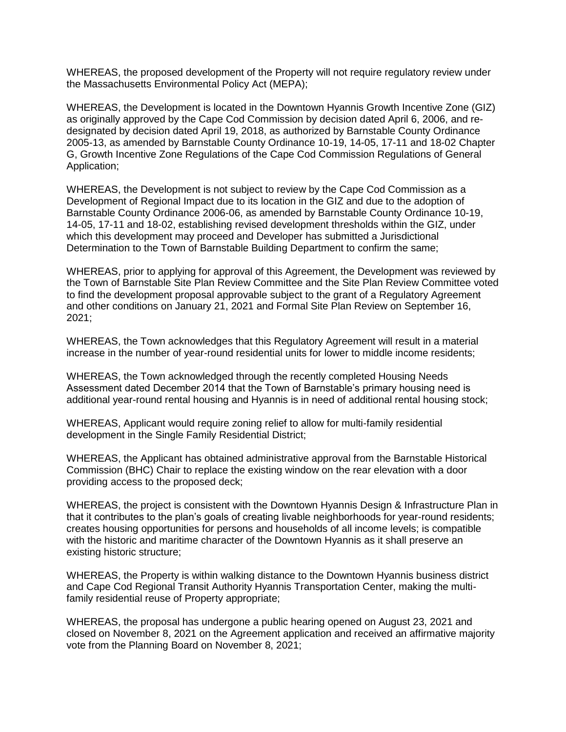WHEREAS, the proposed development of the Property will not require regulatory review under the Massachusetts Environmental Policy Act (MEPA);

WHEREAS, the Development is located in the Downtown Hyannis Growth Incentive Zone (GIZ) as originally approved by the Cape Cod Commission by decision dated April 6, 2006, and re-designated by decision dated April 19, 2018, as authorized by Barnstable County Ordinance 2005-13, as amended by Barnstable County Ordinance 10-19, 14-05, 17-11 and 18-02 Chapter G, Growth Incentive Zone Regulations of the Cape Cod Commission Regulations of General Application;

WHEREAS, the Development is not subject to review by the Cape Cod Commission as a Development of Regional Impact due to its location in the GIZ and due to the adoption of Barnstable County Ordinance 2006-06, as amended by Barnstable County Ordinance 10-19, 14-05, 17-11 and 18-02, establishing revised development thresholds within the GIZ, under which this development may proceed and Developer has submitted a Jurisdictional Determination to the Town of Barnstable Building Department to confirm the same;

WHEREAS, prior to applying for approval of this Agreement, the Development was reviewed by the Town of Barnstable Site Plan Review Committee and the Site Plan Review Committee voted to find the development proposal approvable subject to the grant of a Regulatory Agreement and other conditions on January 21, 2021 and Formal Site Plan Review on September 16, 2021;

WHEREAS, the Town acknowledges that this Regulatory Agreement will result in a material increase in the number of year-round residential units for lower to middle income residents;

WHEREAS, the Town acknowledged through the recently completed Housing Needs Assessment dated December 2014 that the Town of Barnstable's primary housing need is additional year-round rental housing and Hyannis is in need of additional rental housing stock;

WHEREAS, Applicant would require zoning relief to allow for multi-family residential development in the Single Family Residential District;

WHEREAS, the Applicant has obtained administrative approval from the Barnstable Historical Commission (BHC) Chair to replace the existing window on the rear elevation with a door providing access to the proposed deck;

WHEREAS, the project is consistent with the Downtown Hyannis Design & Infrastructure Plan in that it contributes to the plan's goals of creating livable neighborhoods for year-round residents; creates housing opportunities for persons and households of all income levels; is compatible with the historic and maritime character of the Downtown Hyannis as it shall preserve an existing historic structure;

WHEREAS, the Property is within walking distance to the Downtown Hyannis business district and Cape Cod Regional Transit Authority Hyannis Transportation Center, making the multi-family residential reuse of Property appropriate;

WHEREAS, the proposal has undergone a public hearing opened on August 23, 2021 and closed on November 8, 2021 on the Agreement application and received an affirmative majority vote from the Planning Board on November 8, 2021;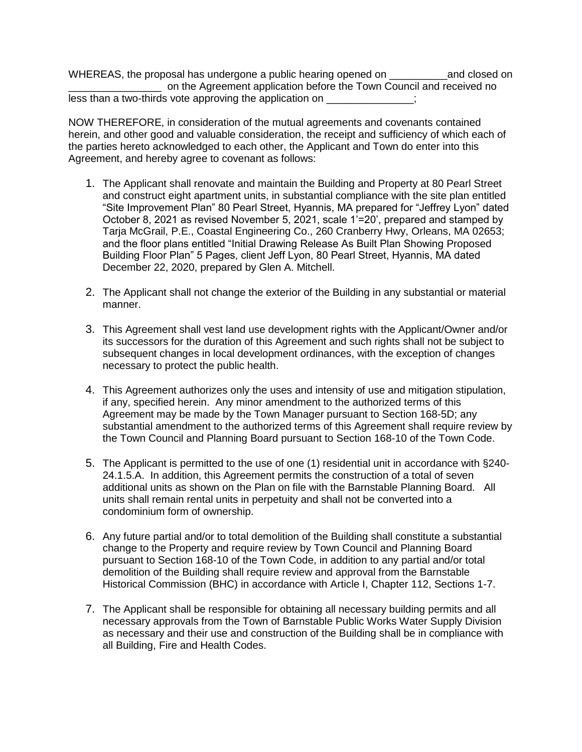WHEREAS, the proposal has undergone a public hearing opened on __________and closed on ________________ on the Agreement application before the Town Council and received no less than a two-thirds vote approving the application on _______________;

NOW THEREFORE, in consideration of the mutual agreements and covenants contained herein, and other good and valuable consideration, the receipt and sufficiency of which each of the parties hereto acknowledged to each other, the Applicant and Town do enter into this Agreement, and hereby agree to covenant as follows:

1. The Applicant shall renovate and maintain the Building and Property at 80 Pearl Street and construct eight apartment units, in substantial compliance with the site plan entitled "Site Improvement Plan" 80 Pearl Street, Hyannis, MA prepared for "Jeffrey Lyon" dated October 8, 2021 as revised November 5, 2021, scale 1'=20', prepared and stamped by Tarja McGrail, P.E., Coastal Engineering Co., 260 Cranberry Hwy, Orleans, MA 02653; and the floor plans entitled "Initial Drawing Release As Built Plan Showing Proposed Building Floor Plan" 5 Pages, client Jeff Lyon, 80 Pearl Street, Hyannis, MA dated December 22, 2020, prepared by Glen A. Mitchell.

2. The Applicant shall not change the exterior of the Building in any substantial or material manner.

3. This Agreement shall vest land use development rights with the Applicant/Owner and/or its successors for the duration of this Agreement and such rights shall not be subject to subsequent changes in local development ordinances, with the exception of changes necessary to protect the public health.

4. This Agreement authorizes only the uses and intensity of use and mitigation stipulation, if any, specified herein. Any minor amendment to the authorized terms of this Agreement may be made by the Town Manager pursuant to Section 168-5D; any substantial amendment to the authorized terms of this Agreement shall require review by the Town Council and Planning Board pursuant to Section 168-10 of the Town Code.

5. The Applicant is permitted to the use of one (1) residential unit in accordance with §240-24.1.5.A. In addition, this Agreement permits the construction of a total of seven additional units as shown on the Plan on file with the Barnstable Planning Board. All units shall remain rental units in perpetuity and shall not be converted into a condominium form of ownership.

6. Any future partial and/or to total demolition of the Building shall constitute a substantial change to the Property and require review by Town Council and Planning Board pursuant to Section 168-10 of the Town Code, in addition to any partial and/or total demolition of the Building shall require review and approval from the Barnstable Historical Commission (BHC) in accordance with Article I, Chapter 112, Sections 1-7.

7. The Applicant shall be responsible for obtaining all necessary building permits and all necessary approvals from the Town of Barnstable Public Works Water Supply Division as necessary and their use and construction of the Building shall be in compliance with all Building, Fire and Health Codes.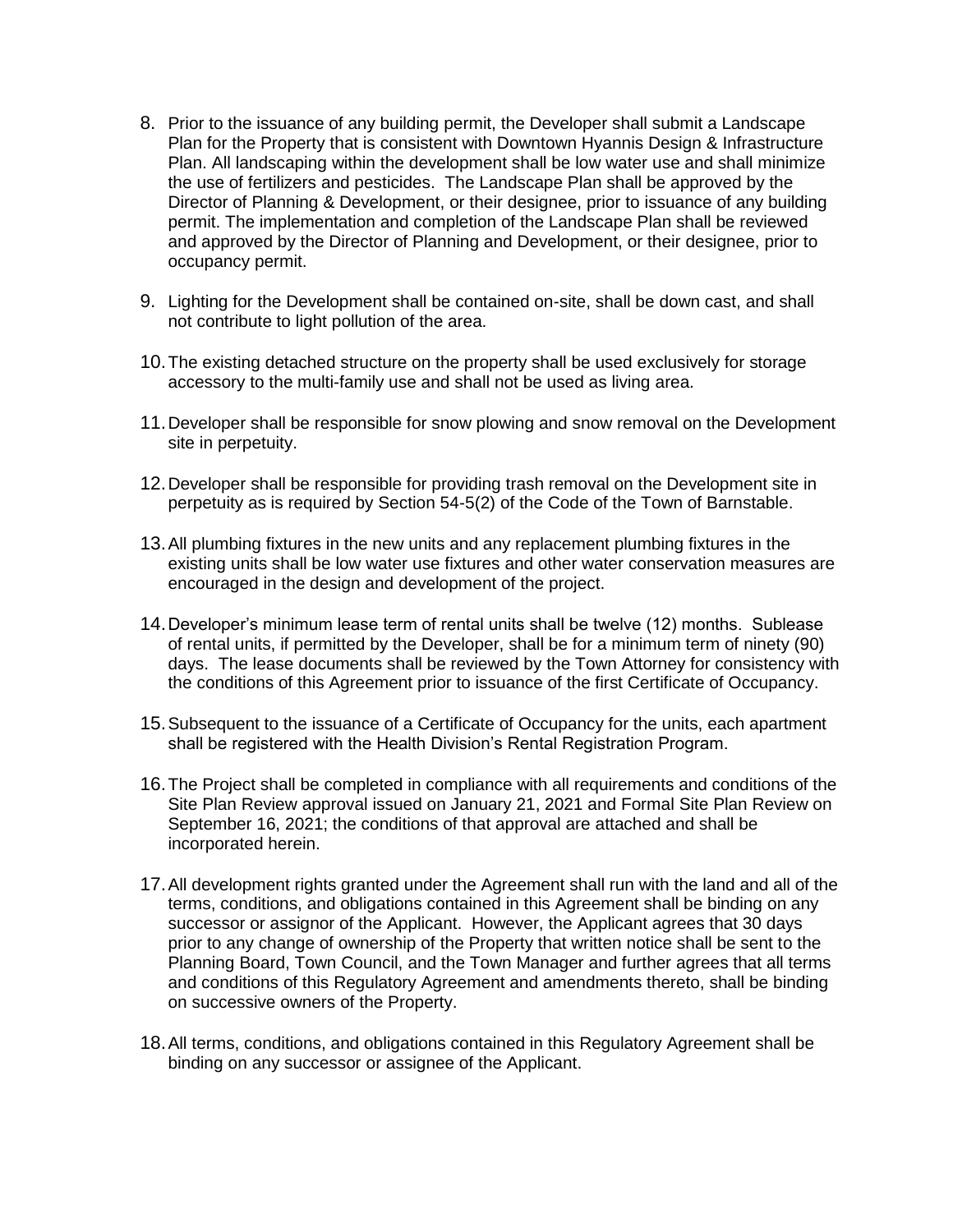8. Prior to the issuance of any building permit, the Developer shall submit a Landscape Plan for the Property that is consistent with Downtown Hyannis Design & Infrastructure Plan. All landscaping within the development shall be low water use and shall minimize the use of fertilizers and pesticides. The Landscape Plan shall be approved by the Director of Planning & Development, or their designee, prior to issuance of any building permit. The implementation and completion of the Landscape Plan shall be reviewed and approved by the Director of Planning and Development, or their designee, prior to occupancy permit.

9. Lighting for the Development shall be contained on-site, shall be down cast, and shall not contribute to light pollution of the area.

10. The existing detached structure on the property shall be used exclusively for storage accessory to the multi-family use and shall not be used as living area.

11. Developer shall be responsible for snow plowing and snow removal on the Development site in perpetuity.

12. Developer shall be responsible for providing trash removal on the Development site in perpetuity as is required by Section 54-5(2) of the Code of the Town of Barnstable.

13. All plumbing fixtures in the new units and any replacement plumbing fixtures in the existing units shall be low water use fixtures and other water conservation measures are encouraged in the design and development of the project.

14. Developer's minimum lease term of rental units shall be twelve (12) months. Sublease of rental units, if permitted by the Developer, shall be for a minimum term of ninety (90) days. The lease documents shall be reviewed by the Town Attorney for consistency with the conditions of this Agreement prior to issuance of the first Certificate of Occupancy.

15. Subsequent to the issuance of a Certificate of Occupancy for the units, each apartment shall be registered with the Health Division's Rental Registration Program.

16. The Project shall be completed in compliance with all requirements and conditions of the Site Plan Review approval issued on January 21, 2021 and Formal Site Plan Review on September 16, 2021; the conditions of that approval are attached and shall be incorporated herein.

17. All development rights granted under the Agreement shall run with the land and all of the terms, conditions, and obligations contained in this Agreement shall be binding on any successor or assignor of the Applicant. However, the Applicant agrees that 30 days prior to any change of ownership of the Property that written notice shall be sent to the Planning Board, Town Council, and the Town Manager and further agrees that all terms and conditions of this Regulatory Agreement and amendments thereto, shall be binding on successive owners of the Property.

18. All terms, conditions, and obligations contained in this Regulatory Agreement shall be binding on any successor or assignee of the Applicant.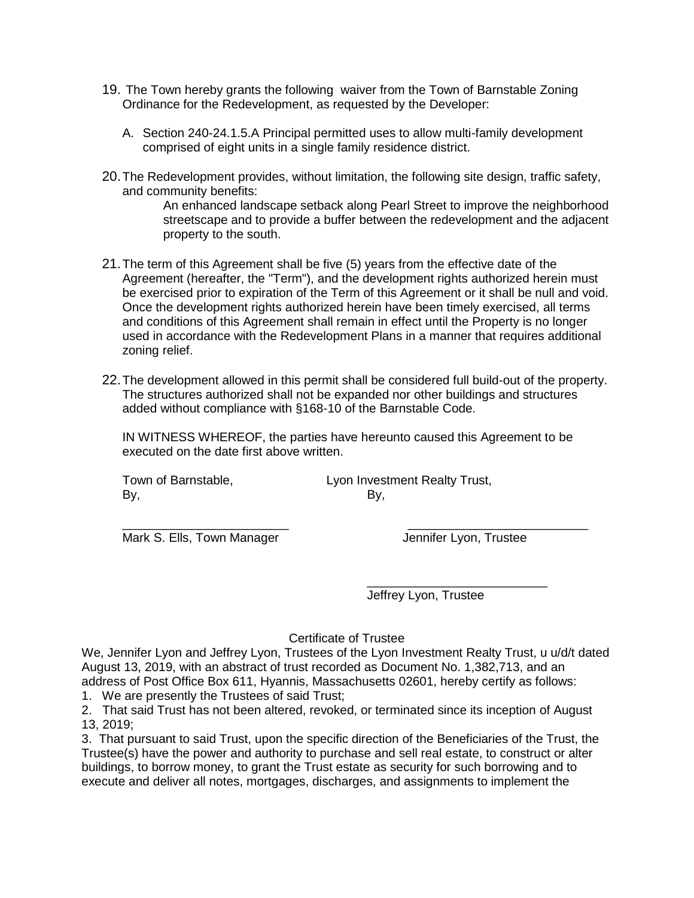19. The Town hereby grants the following waiver from the Town of Barnstable Zoning Ordinance for the Redevelopment, as requested by the Developer:

    A. Section 240-24.1.5.A Principal permitted uses to allow multi-family development comprised of eight units in a single family residence district.

20. The Redevelopment provides, without limitation, the following site design, traffic safety, and community benefits:

    An enhanced landscape setback along Pearl Street to improve the neighborhood streetscape and to provide a buffer between the redevelopment and the adjacent property to the south.

21. The term of this Agreement shall be five (5) years from the effective date of the Agreement (hereafter, the "Term"), and the development rights authorized herein must be exercised prior to expiration of the Term of this Agreement or it shall be null and void. Once the development rights authorized herein have been timely exercised, all terms and conditions of this Agreement shall remain in effect until the Property is no longer used in accordance with the Redevelopment Plans in a manner that requires additional zoning relief.

22. The development allowed in this permit shall be considered full build-out of the property. The structures authorized shall not be expanded nor other buildings and structures added without compliance with §168-10 of the Barnstable Code.

    IN WITNESS WHEREOF, the parties have hereunto caused this Agreement to be executed on the date first above written.

Town of Barnstable,
By,

\_\_\_\_\_\_\_\_\_\_\_\_\_\_\_\_\_\_\_\_\_\_\_\_\_
Mark S. Ells, Town Manager

Lyon Investment Realty Trust,
By,

\_\_\_\_\_\_\_\_\_\_\_\_\_\_\_\_\_\_\_\_\_\_\_\_\_
Jennifer Lyon, Trustee

\_\_\_\_\_\_\_\_\_\_\_\_\_\_\_\_\_\_\_\_\_\_\_\_\_
Jeffrey Lyon, Trustee

Certificate of Trustee

We, Jennifer Lyon and Jeffrey Lyon, Trustees of the Lyon Investment Realty Trust, u u/d/t dated August 13, 2019, with an abstract of trust recorded as Document No. 1,382,713, and an address of Post Office Box 611, Hyannis, Massachusetts 02601, hereby certify as follows:

1. We are presently the Trustees of said Trust;
2. That said Trust has not been altered, revoked, or terminated since its inception of August 13, 2019;
3. That pursuant to said Trust, upon the specific direction of the Beneficiaries of the Trust, the Trustee(s) have the power and authority to purchase and sell real estate, to construct or alter buildings, to borrow money, to grant the Trust estate as security for such borrowing and to execute and deliver all notes, mortgages, discharges, and assignments to implement the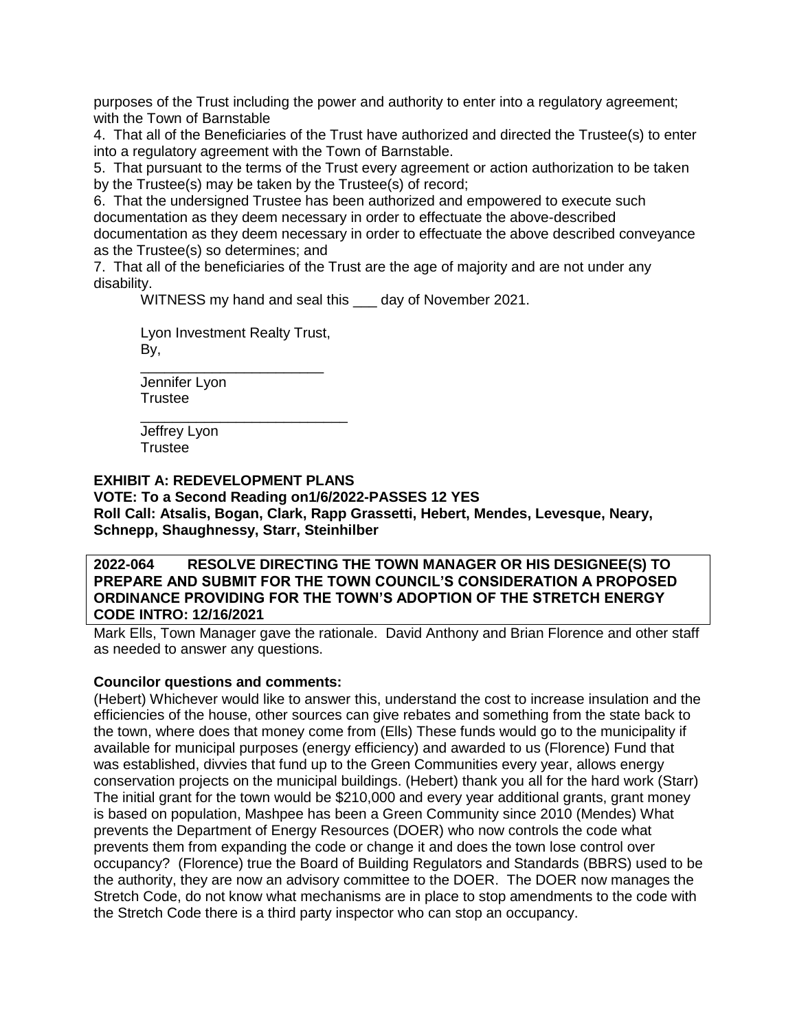purposes of the Trust including the power and authority to enter into a regulatory agreement; with the Town of Barnstable

4. That all of the Beneficiaries of the Trust have authorized and directed the Trustee(s) to enter into a regulatory agreement with the Town of Barnstable.
5. That pursuant to the terms of the Trust every agreement or action authorization to be taken by the Trustee(s) may be taken by the Trustee(s) of record;
6. That the undersigned Trustee has been authorized and empowered to execute such documentation as they deem necessary in order to effectuate the above-described documentation as they deem necessary in order to effectuate the above described conveyance as the Trustee(s) so determines; and
7. That all of the beneficiaries of the Trust are the age of majority and are not under any disability.

WITNESS my hand and seal this ___ day of November 2021.

Lyon Investment Realty Trust,
By,

_______________________
Jennifer Lyon
Trustee

__________________________
Jeffrey Lyon
Trustee

**EXHIBIT A: REDEVELOPMENT PLANS**
**VOTE: To a Second Reading on1/6/2022-PASSES 12 YES**
**Roll Call: Atsalis, Bogan, Clark, Rapp Grassetti, Hebert, Mendes, Levesque, Neary, Schnepp, Shaughnessy, Starr, Steinhilber**

**2022-064 RESOLVE DIRECTING THE TOWN MANAGER OR HIS DESIGNEE(S) TO PREPARE AND SUBMIT FOR THE TOWN COUNCIL'S CONSIDERATION A PROPOSED ORDINANCE PROVIDING FOR THE TOWN'S ADOPTION OF THE STRETCH ENERGY CODE INTRO: 12/16/2021**

Mark Ells, Town Manager gave the rationale. David Anthony and Brian Florence and other staff as needed to answer any questions.

**Councilor questions and comments:**

(Hebert) Whichever would like to answer this, understand the cost to increase insulation and the efficiencies of the house, other sources can give rebates and something from the state back to the town, where does that money come from (Ells) These funds would go to the municipality if available for municipal purposes (energy efficiency) and awarded to us (Florence) Fund that was established, divvies that fund up to the Green Communities every year, allows energy conservation projects on the municipal buildings. (Hebert) thank you all for the hard work (Starr) The initial grant for the town would be $210,000 and every year additional grants, grant money is based on population, Mashpee has been a Green Community since 2010 (Mendes) What prevents the Department of Energy Resources (DOER) who now controls the code what prevents them from expanding the code or change it and does the town lose control over occupancy? (Florence) true the Board of Building Regulators and Standards (BBRS) used to be the authority, they are now an advisory committee to the DOER. The DOER now manages the Stretch Code, do not know what mechanisms are in place to stop amendments to the code with the Stretch Code there is a third party inspector who can stop an occupancy.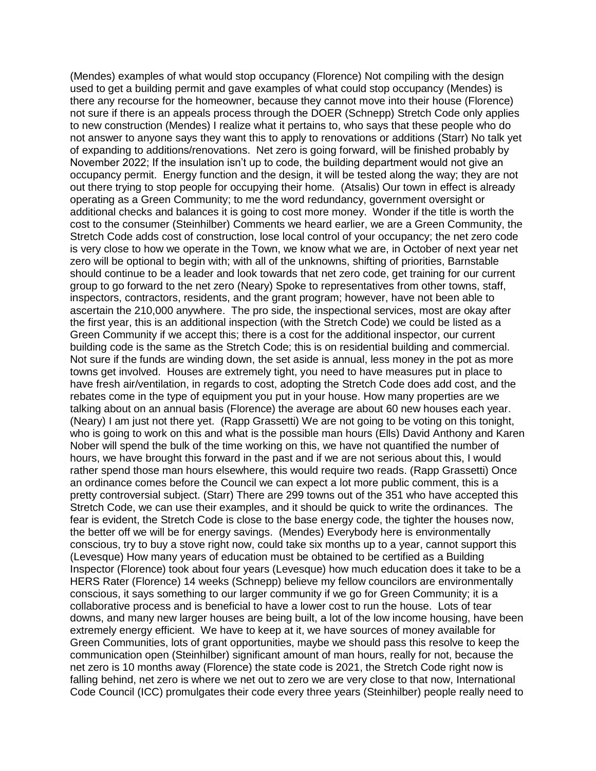(Mendes) examples of what would stop occupancy (Florence) Not compiling with the design used to get a building permit and gave examples of what could stop occupancy (Mendes) is there any recourse for the homeowner, because they cannot move into their house (Florence) not sure if there is an appeals process through the DOER (Schnepp) Stretch Code only applies to new construction (Mendes) I realize what it pertains to, who says that these people who do not answer to anyone says they want this to apply to renovations or additions (Starr) No talk yet of expanding to additions/renovations. Net zero is going forward, will be finished probably by November 2022; If the insulation isn't up to code, the building department would not give an occupancy permit. Energy function and the design, it will be tested along the way; they are not out there trying to stop people for occupying their home. (Atsalis) Our town in effect is already operating as a Green Community; to me the word redundancy, government oversight or additional checks and balances it is going to cost more money. Wonder if the title is worth the cost to the consumer (Steinhilber) Comments we heard earlier, we are a Green Community, the Stretch Code adds cost of construction, lose local control of your occupancy; the net zero code is very close to how we operate in the Town, we know what we are, in October of next year net zero will be optional to begin with; with all of the unknowns, shifting of priorities, Barnstable should continue to be a leader and look towards that net zero code, get training for our current group to go forward to the net zero (Neary) Spoke to representatives from other towns, staff, inspectors, contractors, residents, and the grant program; however, have not been able to ascertain the 210,000 anywhere. The pro side, the inspectional services, most are okay after the first year, this is an additional inspection (with the Stretch Code) we could be listed as a Green Community if we accept this; there is a cost for the additional inspector, our current building code is the same as the Stretch Code; this is on residential building and commercial. Not sure if the funds are winding down, the set aside is annual, less money in the pot as more towns get involved. Houses are extremely tight, you need to have measures put in place to have fresh air/ventilation, in regards to cost, adopting the Stretch Code does add cost, and the rebates come in the type of equipment you put in your house. How many properties are we talking about on an annual basis (Florence) the average are about 60 new houses each year. (Neary) I am just not there yet. (Rapp Grassetti) We are not going to be voting on this tonight, who is going to work on this and what is the possible man hours (Ells) David Anthony and Karen Nober will spend the bulk of the time working on this, we have not quantified the number of hours, we have brought this forward in the past and if we are not serious about this, I would rather spend those man hours elsewhere, this would require two reads. (Rapp Grassetti) Once an ordinance comes before the Council we can expect a lot more public comment, this is a pretty controversial subject. (Starr) There are 299 towns out of the 351 who have accepted this Stretch Code, we can use their examples, and it should be quick to write the ordinances. The fear is evident, the Stretch Code is close to the base energy code, the tighter the houses now, the better off we will be for energy savings. (Mendes) Everybody here is environmentally conscious, try to buy a stove right now, could take six months up to a year, cannot support this (Levesque) How many years of education must be obtained to be certified as a Building Inspector (Florence) took about four years (Levesque) how much education does it take to be a HERS Rater (Florence) 14 weeks (Schnepp) believe my fellow councilors are environmentally conscious, it says something to our larger community if we go for Green Community; it is a collaborative process and is beneficial to have a lower cost to run the house. Lots of tear downs, and many new larger houses are being built, a lot of the low income housing, have been extremely energy efficient. We have to keep at it, we have sources of money available for Green Communities, lots of grant opportunities, maybe we should pass this resolve to keep the communication open (Steinhilber) significant amount of man hours, really for not, because the net zero is 10 months away (Florence) the state code is 2021, the Stretch Code right now is falling behind, net zero is where we net out to zero we are very close to that now, International Code Council (ICC) promulgates their code every three years (Steinhilber) people really need to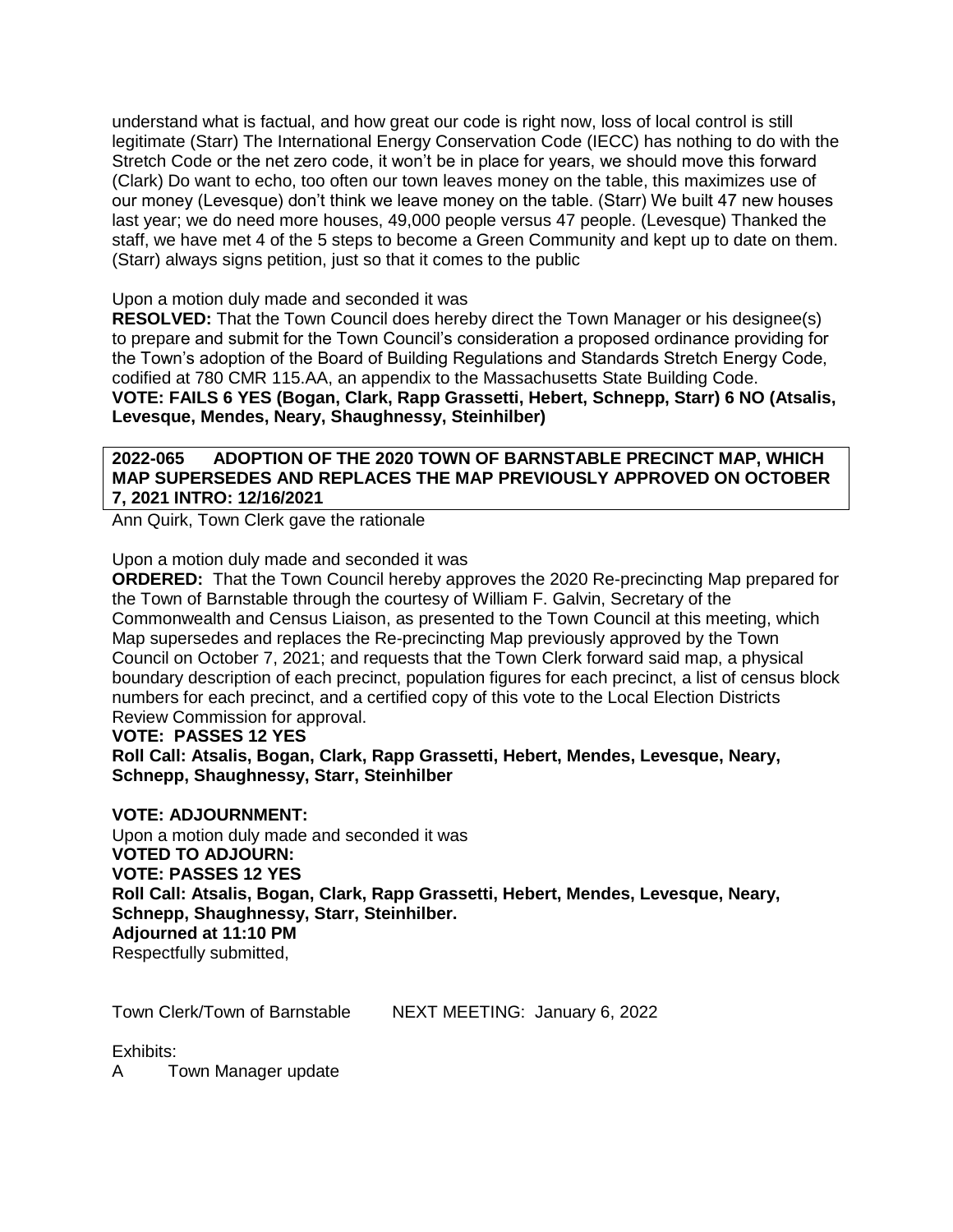understand what is factual, and how great our code is right now, loss of local control is still legitimate (Starr) The International Energy Conservation Code (IECC) has nothing to do with the Stretch Code or the net zero code, it won't be in place for years, we should move this forward (Clark) Do want to echo, too often our town leaves money on the table, this maximizes use of our money (Levesque) don't think we leave money on the table. (Starr) We built 47 new houses last year; we do need more houses, 49,000 people versus 47 people. (Levesque) Thanked the staff, we have met 4 of the 5 steps to become a Green Community and kept up to date on them. (Starr) always signs petition, just so that it comes to the public

Upon a motion duly made and seconded it was

**RESOLVED:** That the Town Council does hereby direct the Town Manager or his designee(s) to prepare and submit for the Town Council's consideration a proposed ordinance providing for the Town's adoption of the Board of Building Regulations and Standards Stretch Energy Code, codified at 780 CMR 115.AA, an appendix to the Massachusetts State Building Code.
**VOTE: FAILS 6 YES (Bogan, Clark, Rapp Grassetti, Hebert, Schnepp, Starr) 6 NO (Atsalis, Levesque, Mendes, Neary, Shaughnessy, Steinhilber)**

**2022-065 ADOPTION OF THE 2020 TOWN OF BARNSTABLE PRECINCT MAP, WHICH MAP SUPERSEDES AND REPLACES THE MAP PREVIOUSLY APPROVED ON OCTOBER 7, 2021 INTRO: 12/16/2021**

Ann Quirk, Town Clerk gave the rationale

Upon a motion duly made and seconded it was

**ORDERED:** That the Town Council hereby approves the 2020 Re-precincting Map prepared for the Town of Barnstable through the courtesy of William F. Galvin, Secretary of the Commonwealth and Census Liaison, as presented to the Town Council at this meeting, which Map supersedes and replaces the Re-precincting Map previously approved by the Town Council on October 7, 2021; and requests that the Town Clerk forward said map, a physical boundary description of each precinct, population figures for each precinct, a list of census block numbers for each precinct, and a certified copy of this vote to the Local Election Districts Review Commission for approval.
**VOTE: PASSES 12 YES**
**Roll Call: Atsalis, Bogan, Clark, Rapp Grassetti, Hebert, Mendes, Levesque, Neary, Schnepp, Shaughnessy, Starr, Steinhilber**

**VOTE: ADJOURNMENT:**
Upon a motion duly made and seconded it was
**VOTED TO ADJOURN:**
**VOTE: PASSES 12 YES**
**Roll Call: Atsalis, Bogan, Clark, Rapp Grassetti, Hebert, Mendes, Levesque, Neary, Schnepp, Shaughnessy, Starr, Steinhilber.**
**Adjourned at 11:10 PM**
Respectfully submitted,

Town Clerk/Town of Barnstable NEXT MEETING: January 6, 2022

Exhibits:
A Town Manager update